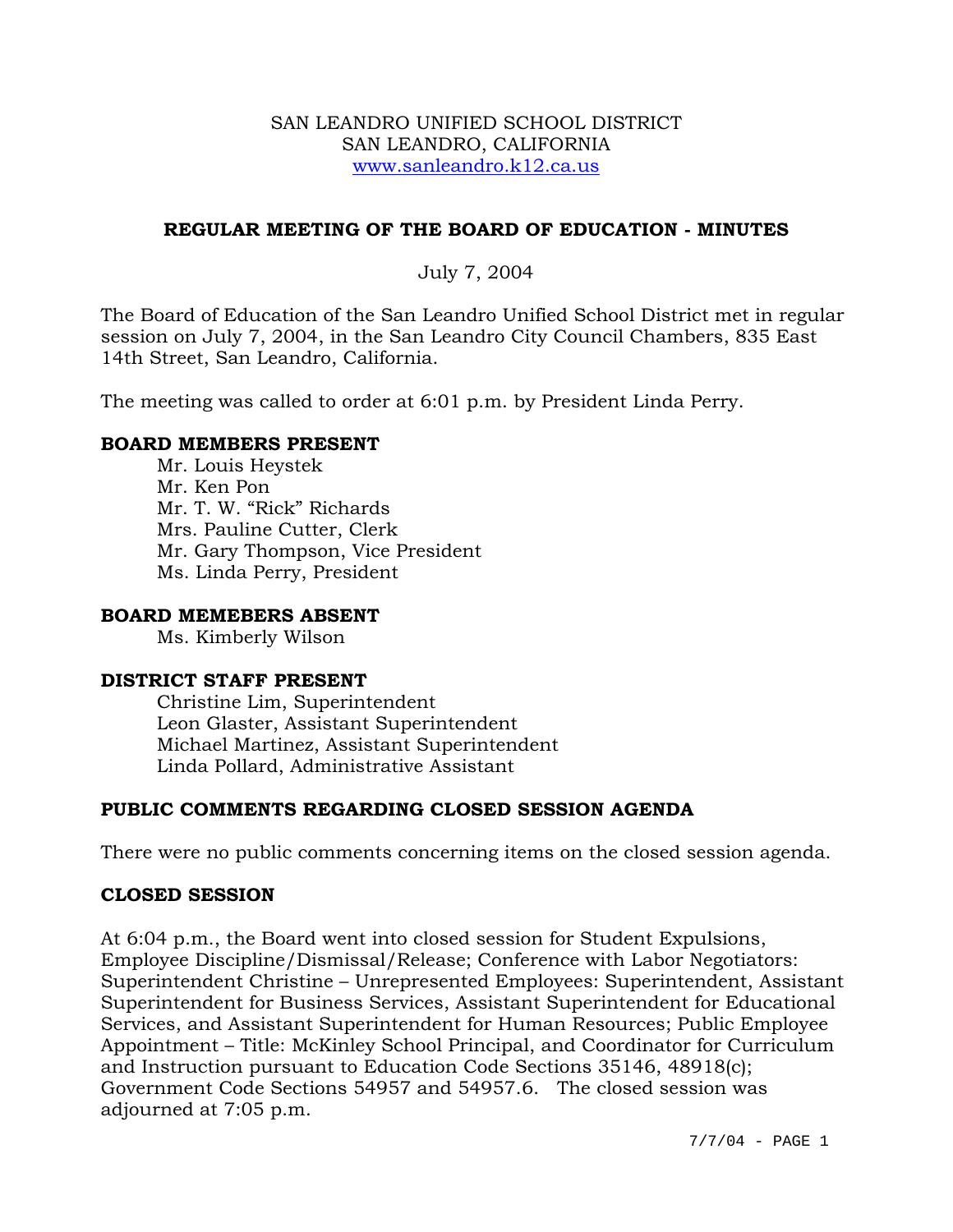SAN LEANDRO UNIFIED SCHOOL DISTRICT
SAN LEANDRO, CALIFORNIA
www.sanleandro.k12.ca.us

## REGULAR MEETING OF THE BOARD OF EDUCATION - MINUTES

July 7, 2004

The Board of Education of the San Leandro Unified School District met in regular session on July 7, 2004, in the San Leandro City Council Chambers, 835 East 14th Street, San Leandro, California.

The meeting was called to order at 6:01 p.m. by President Linda Perry.

### BOARD MEMBERS PRESENT

Mr. Louis Heystek
Mr. Ken Pon
Mr. T. W. "Rick" Richards
Mrs. Pauline Cutter, Clerk
Mr. Gary Thompson, Vice President
Ms. Linda Perry, President

### BOARD MEMEBERS ABSENT

Ms. Kimberly Wilson

### DISTRICT STAFF PRESENT

Christine Lim, Superintendent
Leon Glaster, Assistant Superintendent
Michael Martinez, Assistant Superintendent
Linda Pollard, Administrative Assistant

### PUBLIC COMMENTS REGARDING CLOSED SESSION AGENDA

There were no public comments concerning items on the closed session agenda.

### CLOSED SESSION

At 6:04 p.m., the Board went into closed session for Student Expulsions, Employee Discipline/Dismissal/Release; Conference with Labor Negotiators: Superintendent Christine – Unrepresented Employees: Superintendent, Assistant Superintendent for Business Services, Assistant Superintendent for Educational Services, and Assistant Superintendent for Human Resources; Public Employee Appointment – Title: McKinley School Principal, and Coordinator for Curriculum and Instruction pursuant to Education Code Sections 35146, 48918(c); Government Code Sections 54957 and 54957.6. The closed session was adjourned at 7:05 p.m.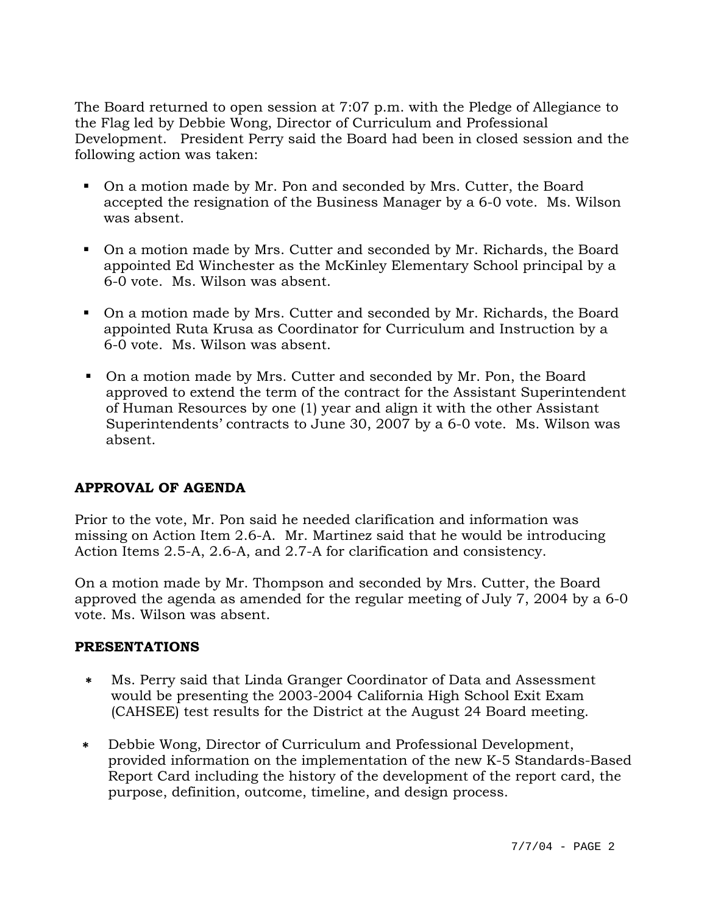The Board returned to open session at 7:07 p.m. with the Pledge of Allegiance to the Flag led by Debbie Wong, Director of Curriculum and Professional Development. President Perry said the Board had been in closed session and the following action was taken:

- On a motion made by Mr. Pon and seconded by Mrs. Cutter, the Board accepted the resignation of the Business Manager by a 6-0 vote. Ms. Wilson was absent.
- On a motion made by Mrs. Cutter and seconded by Mr. Richards, the Board appointed Ed Winchester as the McKinley Elementary School principal by a 6-0 vote. Ms. Wilson was absent.
- On a motion made by Mrs. Cutter and seconded by Mr. Richards, the Board appointed Ruta Krusa as Coordinator for Curriculum and Instruction by a 6-0 vote. Ms. Wilson was absent.
- On a motion made by Mrs. Cutter and seconded by Mr. Pon, the Board approved to extend the term of the contract for the Assistant Superintendent of Human Resources by one (1) year and align it with the other Assistant Superintendents' contracts to June 30, 2007 by a 6-0 vote. Ms. Wilson was absent.

**APPROVAL OF AGENDA**

Prior to the vote, Mr. Pon said he needed clarification and information was missing on Action Item 2.6-A. Mr. Martinez said that he would be introducing Action Items 2.5-A, 2.6-A, and 2.7-A for clarification and consistency.

On a motion made by Mr. Thompson and seconded by Mrs. Cutter, the Board approved the agenda as amended for the regular meeting of July 7, 2004 by a 6-0 vote. Ms. Wilson was absent.

**PRESENTATIONS**

- Ms. Perry said that Linda Granger Coordinator of Data and Assessment would be presenting the 2003-2004 California High School Exit Exam (CAHSEE) test results for the District at the August 24 Board meeting.
- Debbie Wong, Director of Curriculum and Professional Development, provided information on the implementation of the new K-5 Standards-Based Report Card including the history of the development of the report card, the purpose, definition, outcome, timeline, and design process.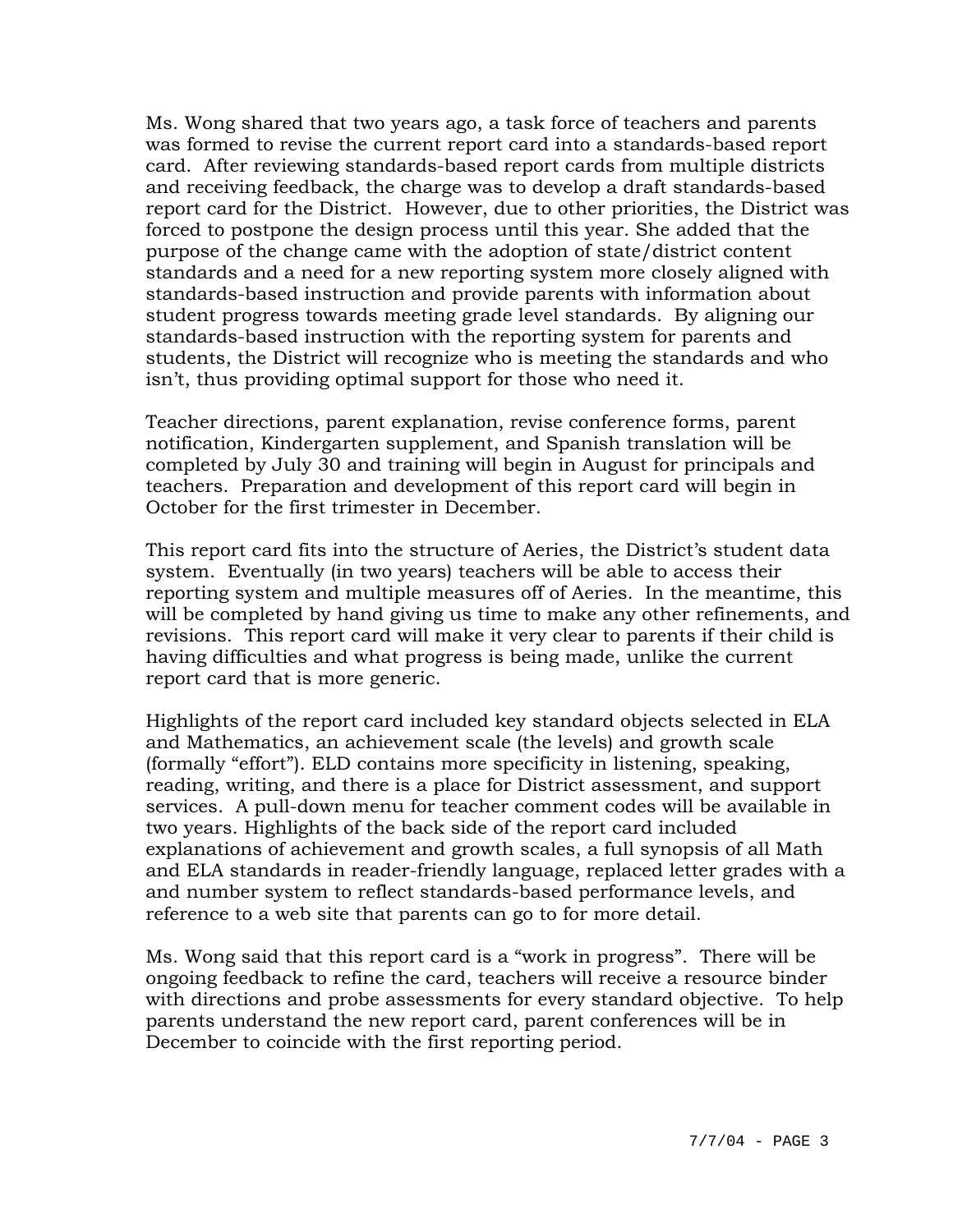Ms. Wong shared that two years ago, a task force of teachers and parents was formed to revise the current report card into a standards-based report card. After reviewing standards-based report cards from multiple districts and receiving feedback, the charge was to develop a draft standards-based report card for the District. However, due to other priorities, the District was forced to postpone the design process until this year. She added that the purpose of the change came with the adoption of state/district content standards and a need for a new reporting system more closely aligned with standards-based instruction and provide parents with information about student progress towards meeting grade level standards. By aligning our standards-based instruction with the reporting system for parents and students, the District will recognize who is meeting the standards and who isn't, thus providing optimal support for those who need it.

Teacher directions, parent explanation, revise conference forms, parent notification, Kindergarten supplement, and Spanish translation will be completed by July 30 and training will begin in August for principals and teachers. Preparation and development of this report card will begin in October for the first trimester in December.

This report card fits into the structure of Aeries, the District's student data system. Eventually (in two years) teachers will be able to access their reporting system and multiple measures off of Aeries. In the meantime, this will be completed by hand giving us time to make any other refinements, and revisions. This report card will make it very clear to parents if their child is having difficulties and what progress is being made, unlike the current report card that is more generic.

Highlights of the report card included key standard objects selected in ELA and Mathematics, an achievement scale (the levels) and growth scale (formally "effort"). ELD contains more specificity in listening, speaking, reading, writing, and there is a place for District assessment, and support services. A pull-down menu for teacher comment codes will be available in two years. Highlights of the back side of the report card included explanations of achievement and growth scales, a full synopsis of all Math and ELA standards in reader-friendly language, replaced letter grades with a and number system to reflect standards-based performance levels, and reference to a web site that parents can go to for more detail.

Ms. Wong said that this report card is a "work in progress". There will be ongoing feedback to refine the card, teachers will receive a resource binder with directions and probe assessments for every standard objective. To help parents understand the new report card, parent conferences will be in December to coincide with the first reporting period.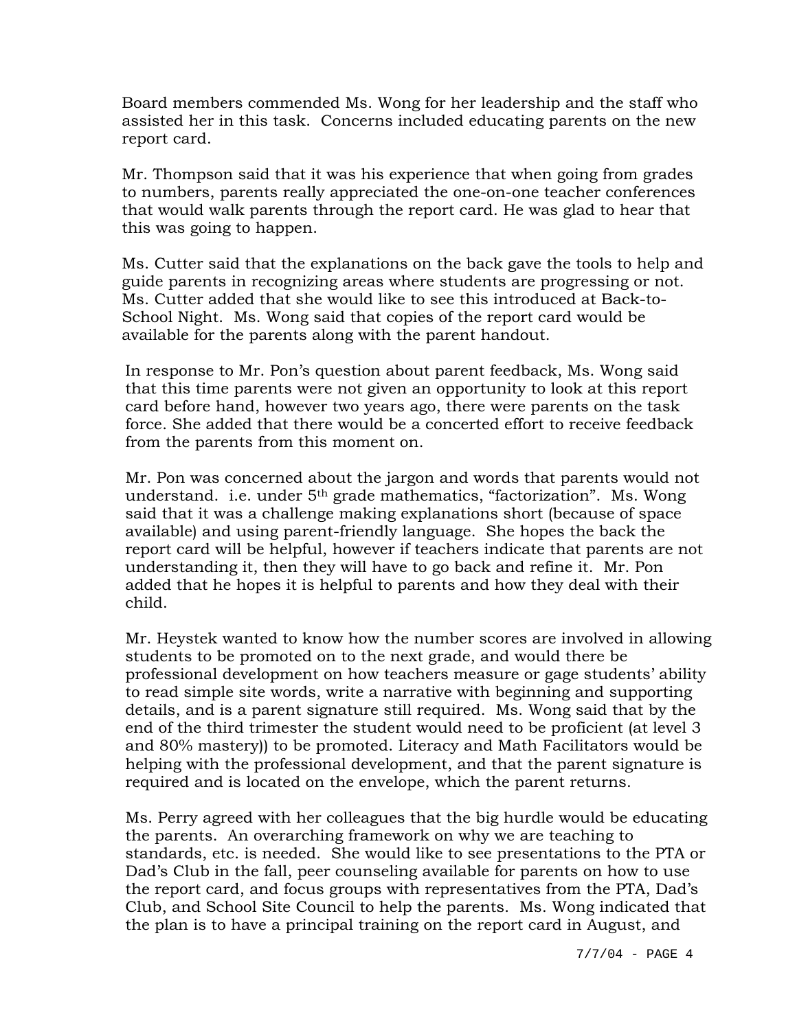Board members commended Ms. Wong for her leadership and the staff who assisted her in this task. Concerns included educating parents on the new report card.

Mr. Thompson said that it was his experience that when going from grades to numbers, parents really appreciated the one-on-one teacher conferences that would walk parents through the report card. He was glad to hear that this was going to happen.

Ms. Cutter said that the explanations on the back gave the tools to help and guide parents in recognizing areas where students are progressing or not. Ms. Cutter added that she would like to see this introduced at Back-to-School Night. Ms. Wong said that copies of the report card would be available for the parents along with the parent handout.

In response to Mr. Pon's question about parent feedback, Ms. Wong said that this time parents were not given an opportunity to look at this report card before hand, however two years ago, there were parents on the task force. She added that there would be a concerted effort to receive feedback from the parents from this moment on.

Mr. Pon was concerned about the jargon and words that parents would not understand. i.e. under 5th grade mathematics, "factorization". Ms. Wong said that it was a challenge making explanations short (because of space available) and using parent-friendly language. She hopes the back the report card will be helpful, however if teachers indicate that parents are not understanding it, then they will have to go back and refine it. Mr. Pon added that he hopes it is helpful to parents and how they deal with their child.

Mr. Heystek wanted to know how the number scores are involved in allowing students to be promoted on to the next grade, and would there be professional development on how teachers measure or gage students' ability to read simple site words, write a narrative with beginning and supporting details, and is a parent signature still required. Ms. Wong said that by the end of the third trimester the student would need to be proficient (at level 3 and 80% mastery)) to be promoted. Literacy and Math Facilitators would be helping with the professional development, and that the parent signature is required and is located on the envelope, which the parent returns.

Ms. Perry agreed with her colleagues that the big hurdle would be educating the parents. An overarching framework on why we are teaching to standards, etc. is needed. She would like to see presentations to the PTA or Dad's Club in the fall, peer counseling available for parents on how to use the report card, and focus groups with representatives from the PTA, Dad's Club, and School Site Council to help the parents. Ms. Wong indicated that the plan is to have a principal training on the report card in August, and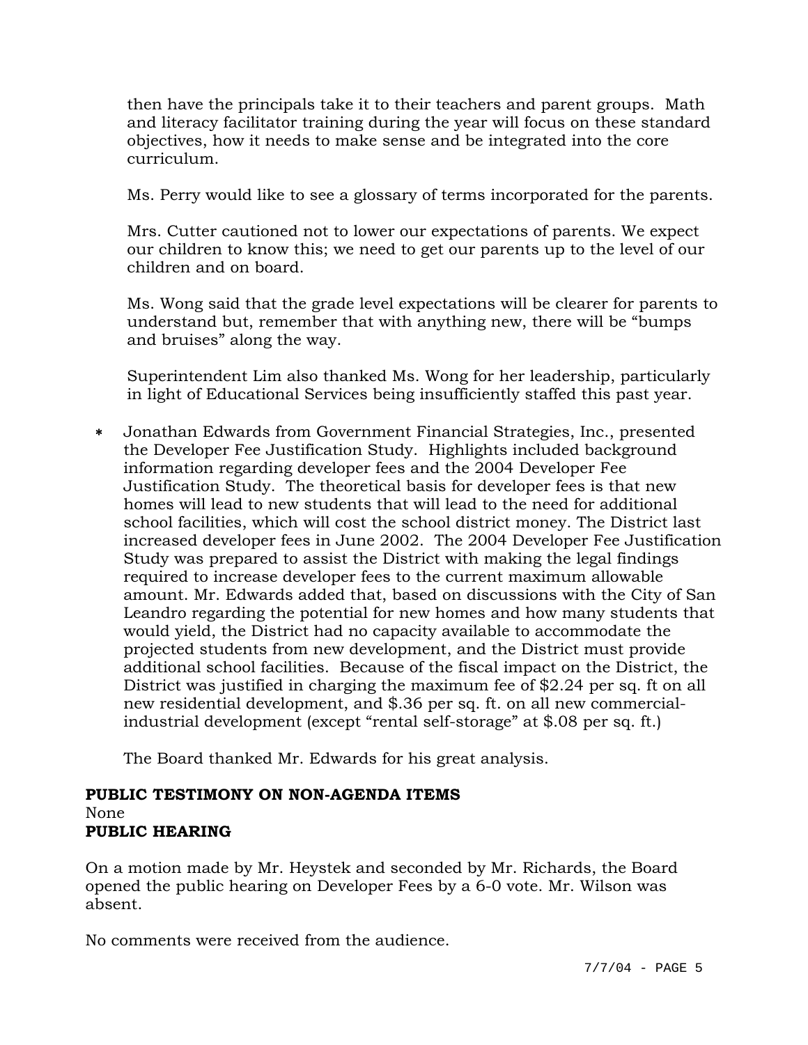then have the principals take it to their teachers and parent groups. Math and literacy facilitator training during the year will focus on these standard objectives, how it needs to make sense and be integrated into the core curriculum.

Ms. Perry would like to see a glossary of terms incorporated for the parents.

Mrs. Cutter cautioned not to lower our expectations of parents. We expect our children to know this; we need to get our parents up to the level of our children and on board.

Ms. Wong said that the grade level expectations will be clearer for parents to understand but, remember that with anything new, there will be "bumps and bruises" along the way.

Superintendent Lim also thanked Ms. Wong for her leadership, particularly in light of Educational Services being insufficiently staffed this past year.

* Jonathan Edwards from Government Financial Strategies, Inc., presented the Developer Fee Justification Study. Highlights included background information regarding developer fees and the 2004 Developer Fee Justification Study. The theoretical basis for developer fees is that new homes will lead to new students that will lead to the need for additional school facilities, which will cost the school district money. The District last increased developer fees in June 2002. The 2004 Developer Fee Justification Study was prepared to assist the District with making the legal findings required to increase developer fees to the current maximum allowable amount. Mr. Edwards added that, based on discussions with the City of San Leandro regarding the potential for new homes and how many students that would yield, the District had no capacity available to accommodate the projected students from new development, and the District must provide additional school facilities. Because of the fiscal impact on the District, the District was justified in charging the maximum fee of $2.24 per sq. ft on all new residential development, and $.36 per sq. ft. on all new commercial-industrial development (except "rental self-storage" at $.08 per sq. ft.)

  The Board thanked Mr. Edwards for his great analysis.

**PUBLIC TESTIMONY ON NON-AGENDA ITEMS**

None

**PUBLIC HEARING**

On a motion made by Mr. Heystek and seconded by Mr. Richards, the Board opened the public hearing on Developer Fees by a 6-0 vote. Mr. Wilson was absent.

No comments were received from the audience.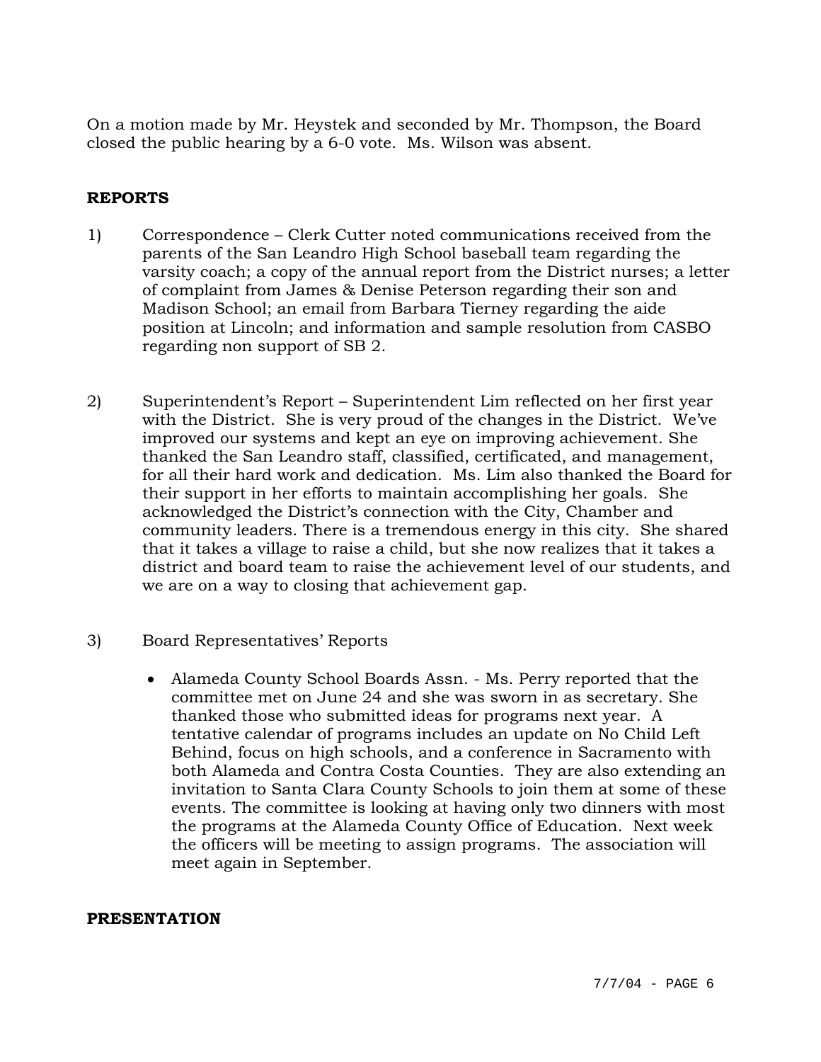On a motion made by Mr. Heystek and seconded by Mr. Thompson, the Board closed the public hearing by a 6-0 vote. Ms. Wilson was absent.

## REPORTS

1) Correspondence – Clerk Cutter noted communications received from the parents of the San Leandro High School baseball team regarding the varsity coach; a copy of the annual report from the District nurses; a letter of complaint from James & Denise Peterson regarding their son and Madison School; an email from Barbara Tierney regarding the aide position at Lincoln; and information and sample resolution from CASBO regarding non support of SB 2.

2) Superintendent's Report – Superintendent Lim reflected on her first year with the District. She is very proud of the changes in the District. We've improved our systems and kept an eye on improving achievement. She thanked the San Leandro staff, classified, certificated, and management, for all their hard work and dedication. Ms. Lim also thanked the Board for their support in her efforts to maintain accomplishing her goals. She acknowledged the District's connection with the City, Chamber and community leaders. There is a tremendous energy in this city. She shared that it takes a village to raise a child, but she now realizes that it takes a district and board team to raise the achievement level of our students, and we are on a way to closing that achievement gap.

3) Board Representatives' Reports

   - Alameda County School Boards Assn. - Ms. Perry reported that the committee met on June 24 and she was sworn in as secretary. She thanked those who submitted ideas for programs next year. A tentative calendar of programs includes an update on No Child Left Behind, focus on high schools, and a conference in Sacramento with both Alameda and Contra Costa Counties. They are also extending an invitation to Santa Clara County Schools to join them at some of these events. The committee is looking at having only two dinners with most the programs at the Alameda County Office of Education. Next week the officers will be meeting to assign programs. The association will meet again in September.

## PRESENTATION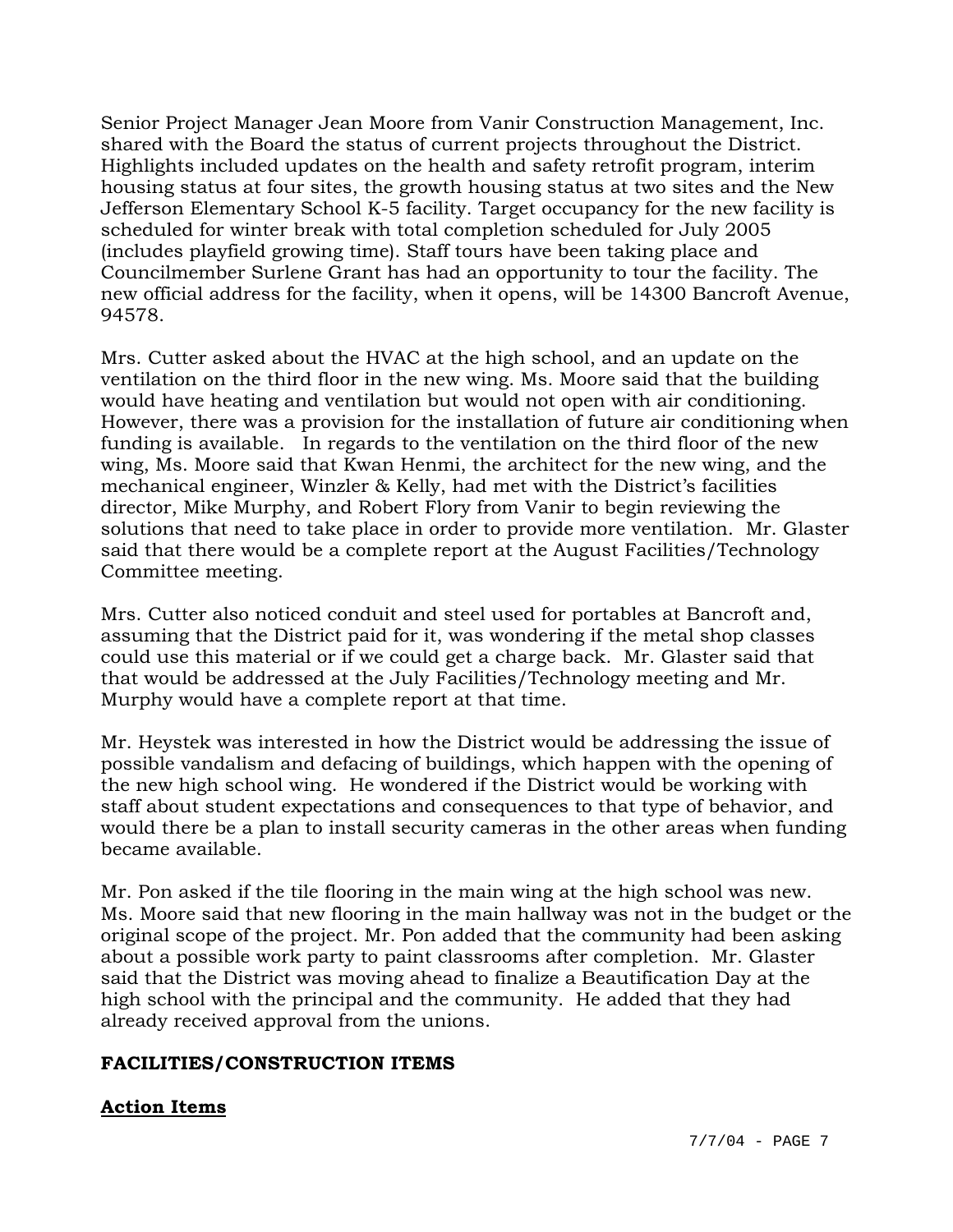Senior Project Manager Jean Moore from Vanir Construction Management, Inc. shared with the Board the status of current projects throughout the District. Highlights included updates on the health and safety retrofit program, interim housing status at four sites, the growth housing status at two sites and the New Jefferson Elementary School K-5 facility. Target occupancy for the new facility is scheduled for winter break with total completion scheduled for July 2005 (includes playfield growing time). Staff tours have been taking place and Councilmember Surlene Grant has had an opportunity to tour the facility. The new official address for the facility, when it opens, will be 14300 Bancroft Avenue, 94578.

Mrs. Cutter asked about the HVAC at the high school, and an update on the ventilation on the third floor in the new wing. Ms. Moore said that the building would have heating and ventilation but would not open with air conditioning. However, there was a provision for the installation of future air conditioning when funding is available. In regards to the ventilation on the third floor of the new wing, Ms. Moore said that Kwan Henmi, the architect for the new wing, and the mechanical engineer, Winzler & Kelly, had met with the District's facilities director, Mike Murphy, and Robert Flory from Vanir to begin reviewing the solutions that need to take place in order to provide more ventilation. Mr. Glaster said that there would be a complete report at the August Facilities/Technology Committee meeting.

Mrs. Cutter also noticed conduit and steel used for portables at Bancroft and, assuming that the District paid for it, was wondering if the metal shop classes could use this material or if we could get a charge back. Mr. Glaster said that that would be addressed at the July Facilities/Technology meeting and Mr. Murphy would have a complete report at that time.

Mr. Heystek was interested in how the District would be addressing the issue of possible vandalism and defacing of buildings, which happen with the opening of the new high school wing. He wondered if the District would be working with staff about student expectations and consequences to that type of behavior, and would there be a plan to install security cameras in the other areas when funding became available.

Mr. Pon asked if the tile flooring in the main wing at the high school was new. Ms. Moore said that new flooring in the main hallway was not in the budget or the original scope of the project. Mr. Pon added that the community had been asking about a possible work party to paint classrooms after completion. Mr. Glaster said that the District was moving ahead to finalize a Beautification Day at the high school with the principal and the community. He added that they had already received approval from the unions.

**FACILITIES/CONSTRUCTION ITEMS**

**Action Items**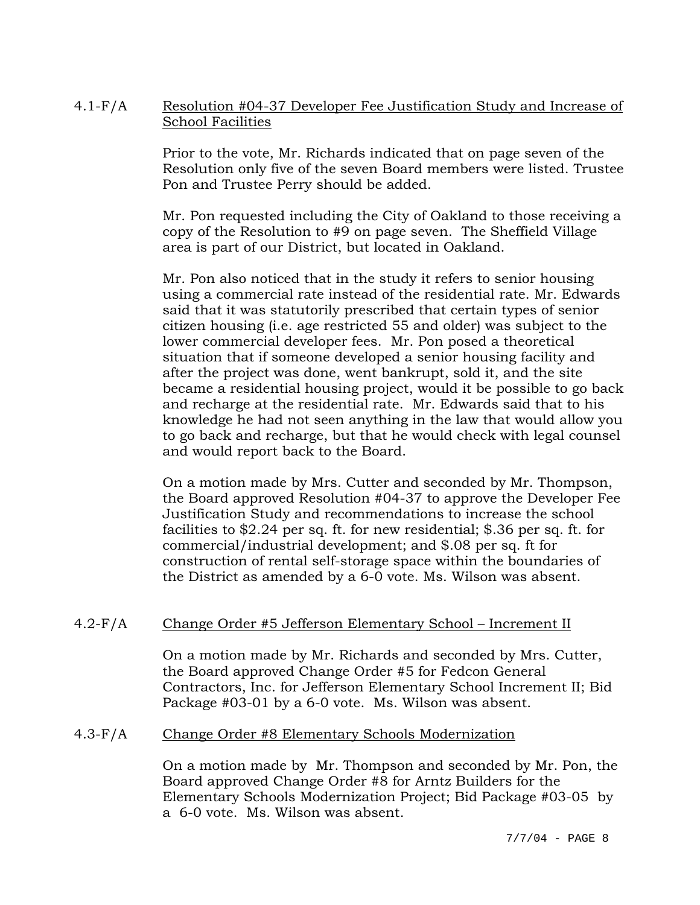4.1-F/A **Resolution #04-37 Developer Fee Justification Study and Increase of School Facilities**

Prior to the vote, Mr. Richards indicated that on page seven of the Resolution only five of the seven Board members were listed. Trustee Pon and Trustee Perry should be added.

Mr. Pon requested including the City of Oakland to those receiving a copy of the Resolution to #9 on page seven. The Sheffield Village area is part of our District, but located in Oakland.

Mr. Pon also noticed that in the study it refers to senior housing using a commercial rate instead of the residential rate. Mr. Edwards said that it was statutorily prescribed that certain types of senior citizen housing (i.e. age restricted 55 and older) was subject to the lower commercial developer fees. Mr. Pon posed a theoretical situation that if someone developed a senior housing facility and after the project was done, went bankrupt, sold it, and the site became a residential housing project, would it be possible to go back and recharge at the residential rate. Mr. Edwards said that to his knowledge he had not seen anything in the law that would allow you to go back and recharge, but that he would check with legal counsel and would report back to the Board.

On a motion made by Mrs. Cutter and seconded by Mr. Thompson, the Board approved Resolution #04-37 to approve the Developer Fee Justification Study and recommendations to increase the school facilities to $2.24 per sq. ft. for new residential; $.36 per sq. ft. for commercial/industrial development; and $.08 per sq. ft for construction of rental self-storage space within the boundaries of the District as amended by a 6-0 vote. Ms. Wilson was absent.

4.2-F/A **Change Order #5 Jefferson Elementary School – Increment II**

On a motion made by Mr. Richards and seconded by Mrs. Cutter, the Board approved Change Order #5 for Fedcon General Contractors, Inc. for Jefferson Elementary School Increment II; Bid Package #03-01 by a 6-0 vote. Ms. Wilson was absent.

4.3-F/A **Change Order #8 Elementary Schools Modernization**

On a motion made by Mr. Thompson and seconded by Mr. Pon, the Board approved Change Order #8 for Arntz Builders for the Elementary Schools Modernization Project; Bid Package #03-05 by a 6-0 vote. Ms. Wilson was absent.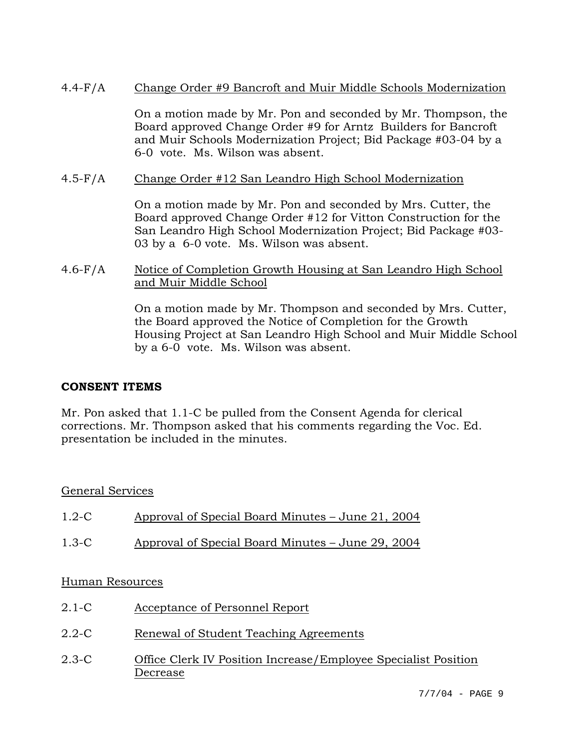4.4-F/A Change Order #9 Bancroft and Muir Middle Schools Modernization

On a motion made by Mr. Pon and seconded by Mr. Thompson, the Board approved Change Order #9 for Arntz Builders for Bancroft and Muir Schools Modernization Project; Bid Package #03-04 by a 6-0 vote. Ms. Wilson was absent.

4.5-F/A Change Order #12 San Leandro High School Modernization

On a motion made by Mr. Pon and seconded by Mrs. Cutter, the Board approved Change Order #12 for Vitton Construction for the San Leandro High School Modernization Project; Bid Package #03-03 by a 6-0 vote. Ms. Wilson was absent.

4.6-F/A Notice of Completion Growth Housing at San Leandro High School and Muir Middle School

On a motion made by Mr. Thompson and seconded by Mrs. Cutter, the Board approved the Notice of Completion for the Growth Housing Project at San Leandro High School and Muir Middle School by a 6-0 vote. Ms. Wilson was absent.

**CONSENT ITEMS**

Mr. Pon asked that 1.1-C be pulled from the Consent Agenda for clerical corrections. Mr. Thompson asked that his comments regarding the Voc. Ed. presentation be included in the minutes.

General Services

1.2-C Approval of Special Board Minutes – June 21, 2004

1.3-C Approval of Special Board Minutes – June 29, 2004

Human Resources

2.1-C Acceptance of Personnel Report

2.2-C Renewal of Student Teaching Agreements

2.3-C Office Clerk IV Position Increase/Employee Specialist Position Decrease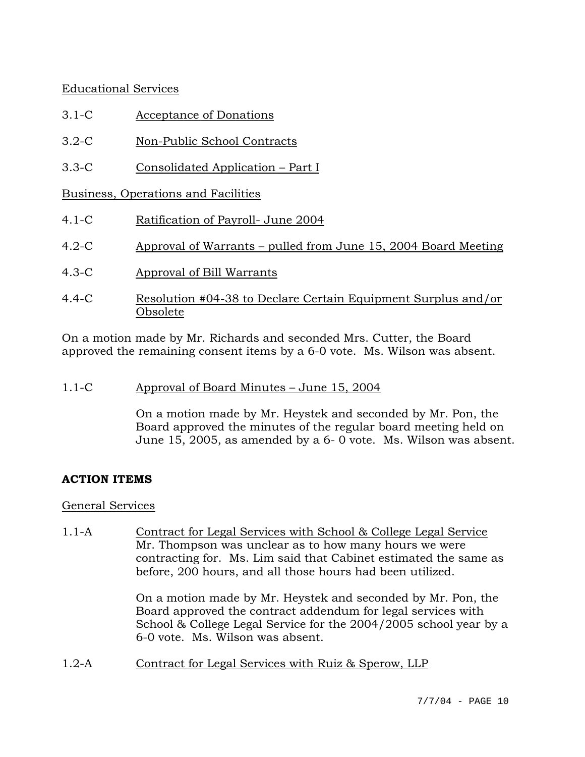Educational Services

3.1-C Acceptance of Donations

3.2-C Non-Public School Contracts

3.3-C Consolidated Application – Part I

Business, Operations and Facilities

4.1-C Ratification of Payroll- June 2004

4.2-C Approval of Warrants – pulled from June 15, 2004 Board Meeting

4.3-C Approval of Bill Warrants

4.4-C Resolution #04-38 to Declare Certain Equipment Surplus and/or Obsolete

On a motion made by Mr. Richards and seconded Mrs. Cutter, the Board approved the remaining consent items by a 6-0 vote. Ms. Wilson was absent.

1.1-C Approval of Board Minutes – June 15, 2004

On a motion made by Mr. Heystek and seconded by Mr. Pon, the Board approved the minutes of the regular board meeting held on June 15, 2005, as amended by a 6- 0 vote. Ms. Wilson was absent.

**ACTION ITEMS**

General Services

1.1-A Contract for Legal Services with School & College Legal Service
Mr. Thompson was unclear as to how many hours we were contracting for. Ms. Lim said that Cabinet estimated the same as before, 200 hours, and all those hours had been utilized.

On a motion made by Mr. Heystek and seconded by Mr. Pon, the Board approved the contract addendum for legal services with School & College Legal Service for the 2004/2005 school year by a 6-0 vote. Ms. Wilson was absent.

1.2-A Contract for Legal Services with Ruiz & Sperow, LLP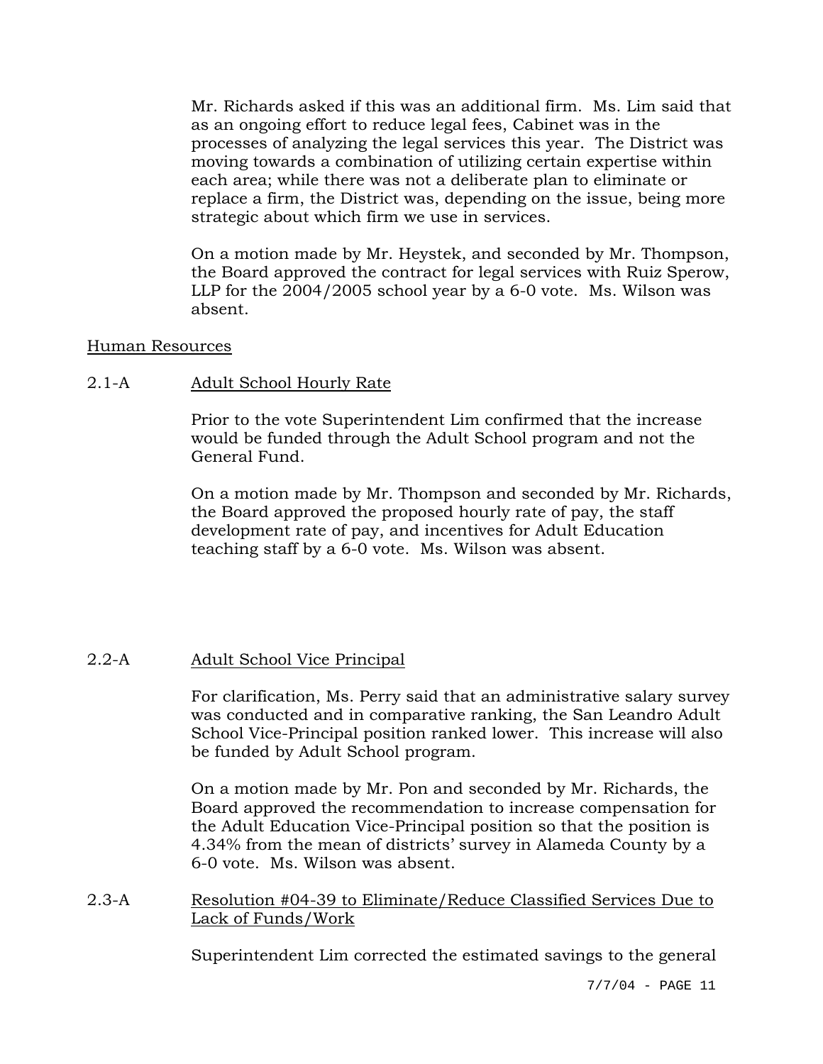Mr. Richards asked if this was an additional firm. Ms. Lim said that as an ongoing effort to reduce legal fees, Cabinet was in the processes of analyzing the legal services this year. The District was moving towards a combination of utilizing certain expertise within each area; while there was not a deliberate plan to eliminate or replace a firm, the District was, depending on the issue, being more strategic about which firm we use in services.

On a motion made by Mr. Heystek, and seconded by Mr. Thompson, the Board approved the contract for legal services with Ruiz Sperow, LLP for the 2004/2005 school year by a 6-0 vote. Ms. Wilson was absent.

Human Resources

2.1-A Adult School Hourly Rate

Prior to the vote Superintendent Lim confirmed that the increase would be funded through the Adult School program and not the General Fund.

On a motion made by Mr. Thompson and seconded by Mr. Richards, the Board approved the proposed hourly rate of pay, the staff development rate of pay, and incentives for Adult Education teaching staff by a 6-0 vote. Ms. Wilson was absent.

2.2-A Adult School Vice Principal

For clarification, Ms. Perry said that an administrative salary survey was conducted and in comparative ranking, the San Leandro Adult School Vice-Principal position ranked lower. This increase will also be funded by Adult School program.

On a motion made by Mr. Pon and seconded by Mr. Richards, the Board approved the recommendation to increase compensation for the Adult Education Vice-Principal position so that the position is 4.34% from the mean of districts' survey in Alameda County by a 6-0 vote. Ms. Wilson was absent.

2.3-A Resolution #04-39 to Eliminate/Reduce Classified Services Due to Lack of Funds/Work

Superintendent Lim corrected the estimated savings to the general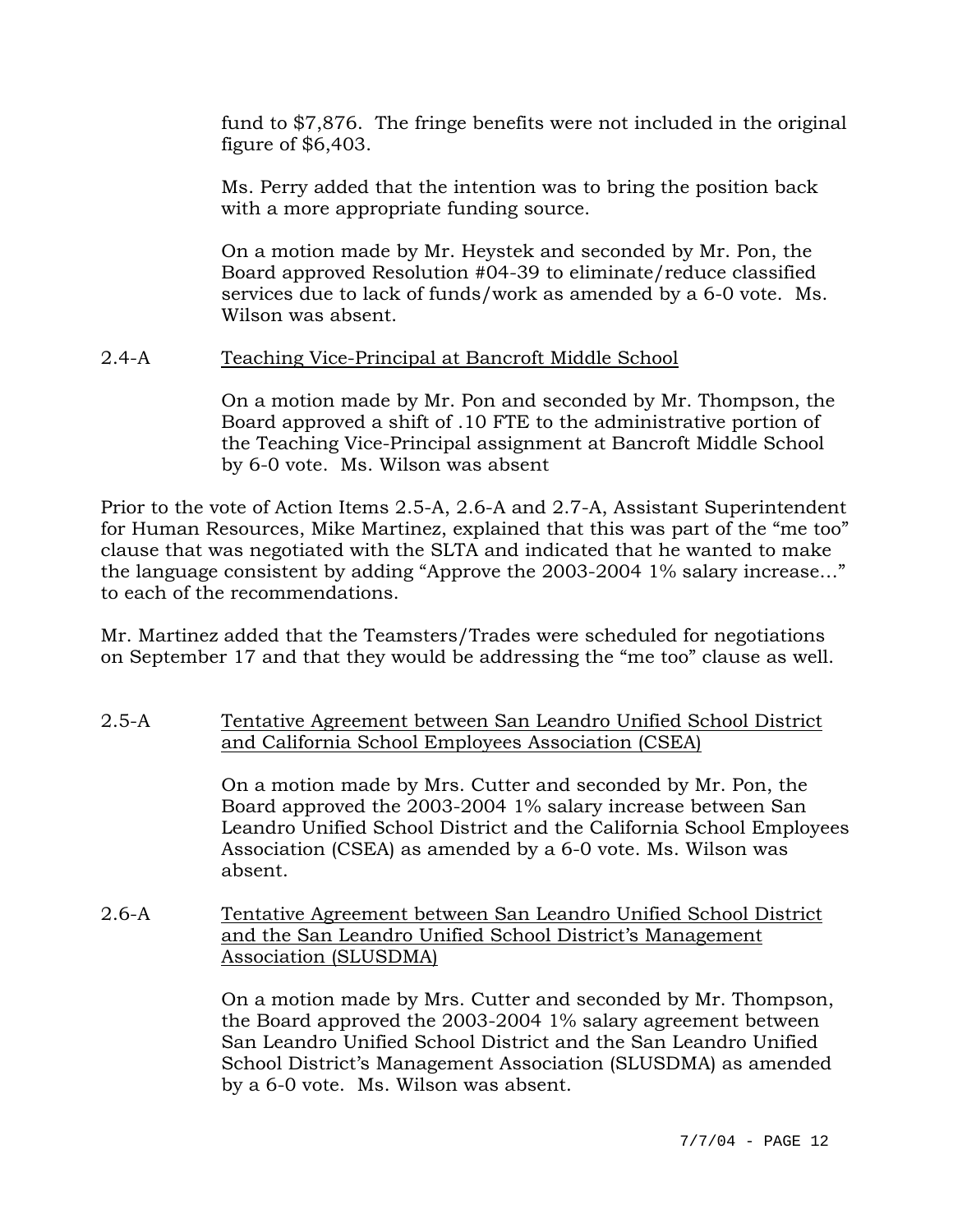fund to $7,876. The fringe benefits were not included in the original figure of $6,403.

Ms. Perry added that the intention was to bring the position back with a more appropriate funding source.

On a motion made by Mr. Heystek and seconded by Mr. Pon, the Board approved Resolution #04-39 to eliminate/reduce classified services due to lack of funds/work as amended by a 6-0 vote. Ms. Wilson was absent.

2.4-A Teaching Vice-Principal at Bancroft Middle School

On a motion made by Mr. Pon and seconded by Mr. Thompson, the Board approved a shift of .10 FTE to the administrative portion of the Teaching Vice-Principal assignment at Bancroft Middle School by 6-0 vote. Ms. Wilson was absent

Prior to the vote of Action Items 2.5-A, 2.6-A and 2.7-A, Assistant Superintendent for Human Resources, Mike Martinez, explained that this was part of the "me too" clause that was negotiated with the SLTA and indicated that he wanted to make the language consistent by adding "Approve the 2003-2004 1% salary increase…" to each of the recommendations.

Mr. Martinez added that the Teamsters/Trades were scheduled for negotiations on September 17 and that they would be addressing the "me too" clause as well.

2.5-A Tentative Agreement between San Leandro Unified School District and California School Employees Association (CSEA)

On a motion made by Mrs. Cutter and seconded by Mr. Pon, the Board approved the 2003-2004 1% salary increase between San Leandro Unified School District and the California School Employees Association (CSEA) as amended by a 6-0 vote. Ms. Wilson was absent.

2.6-A Tentative Agreement between San Leandro Unified School District and the San Leandro Unified School District's Management Association (SLUSDMA)

On a motion made by Mrs. Cutter and seconded by Mr. Thompson, the Board approved the 2003-2004 1% salary agreement between San Leandro Unified School District and the San Leandro Unified School District's Management Association (SLUSDMA) as amended by a 6-0 vote. Ms. Wilson was absent.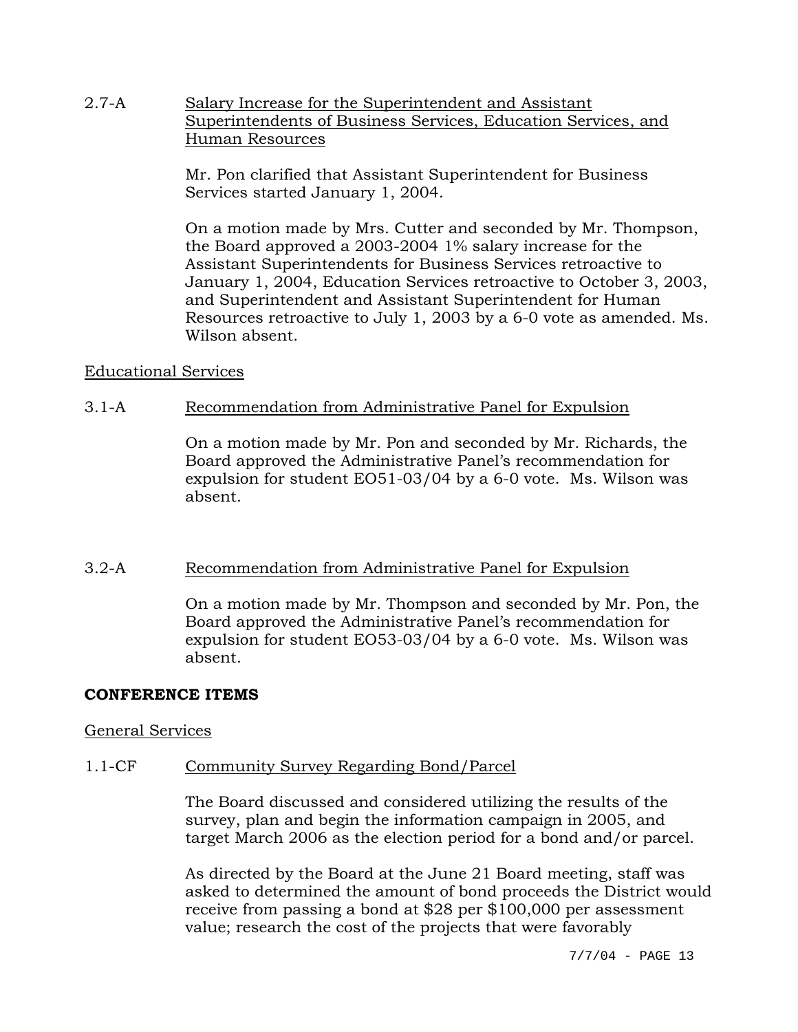2.7-A Salary Increase for the Superintendent and Assistant Superintendents of Business Services, Education Services, and Human Resources

Mr. Pon clarified that Assistant Superintendent for Business Services started January 1, 2004.

On a motion made by Mrs. Cutter and seconded by Mr. Thompson, the Board approved a 2003-2004 1% salary increase for the Assistant Superintendents for Business Services retroactive to January 1, 2004, Education Services retroactive to October 3, 2003, and Superintendent and Assistant Superintendent for Human Resources retroactive to July 1, 2003 by a 6-0 vote as amended. Ms. Wilson absent.

Educational Services

3.1-A Recommendation from Administrative Panel for Expulsion

On a motion made by Mr. Pon and seconded by Mr. Richards, the Board approved the Administrative Panel's recommendation for expulsion for student EO51-03/04 by a 6-0 vote. Ms. Wilson was absent.

3.2-A Recommendation from Administrative Panel for Expulsion

On a motion made by Mr. Thompson and seconded by Mr. Pon, the Board approved the Administrative Panel's recommendation for expulsion for student EO53-03/04 by a 6-0 vote. Ms. Wilson was absent.

**CONFERENCE ITEMS**

General Services

1.1-CF Community Survey Regarding Bond/Parcel

The Board discussed and considered utilizing the results of the survey, plan and begin the information campaign in 2005, and target March 2006 as the election period for a bond and/or parcel.

As directed by the Board at the June 21 Board meeting, staff was asked to determined the amount of bond proceeds the District would receive from passing a bond at $28 per $100,000 per assessment value; research the cost of the projects that were favorably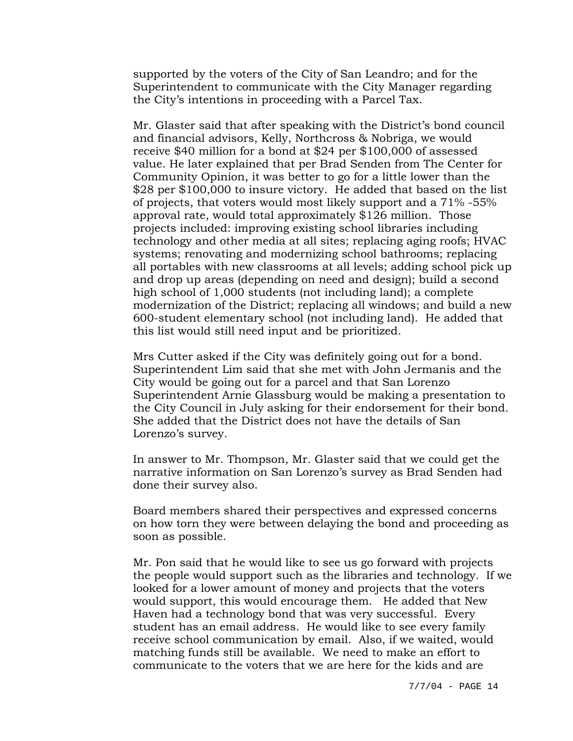supported by the voters of the City of San Leandro; and for the Superintendent to communicate with the City Manager regarding the City's intentions in proceeding with a Parcel Tax.

Mr. Glaster said that after speaking with the District's bond council and financial advisors, Kelly, Northcross & Nobriga, we would receive $40 million for a bond at $24 per $100,000 of assessed value. He later explained that per Brad Senden from The Center for Community Opinion, it was better to go for a little lower than the $28 per $100,000 to insure victory. He added that based on the list of projects, that voters would most likely support and a 71% -55% approval rate, would total approximately $126 million. Those projects included: improving existing school libraries including technology and other media at all sites; replacing aging roofs; HVAC systems; renovating and modernizing school bathrooms; replacing all portables with new classrooms at all levels; adding school pick up and drop up areas (depending on need and design); build a second high school of 1,000 students (not including land); a complete modernization of the District; replacing all windows; and build a new 600-student elementary school (not including land). He added that this list would still need input and be prioritized.

Mrs Cutter asked if the City was definitely going out for a bond. Superintendent Lim said that she met with John Jermanis and the City would be going out for a parcel and that San Lorenzo Superintendent Arnie Glassburg would be making a presentation to the City Council in July asking for their endorsement for their bond. She added that the District does not have the details of San Lorenzo's survey.

In answer to Mr. Thompson, Mr. Glaster said that we could get the narrative information on San Lorenzo's survey as Brad Senden had done their survey also.

Board members shared their perspectives and expressed concerns on how torn they were between delaying the bond and proceeding as soon as possible.

Mr. Pon said that he would like to see us go forward with projects the people would support such as the libraries and technology. If we looked for a lower amount of money and projects that the voters would support, this would encourage them. He added that New Haven had a technology bond that was very successful. Every student has an email address. He would like to see every family receive school communication by email. Also, if we waited, would matching funds still be available. We need to make an effort to communicate to the voters that we are here for the kids and are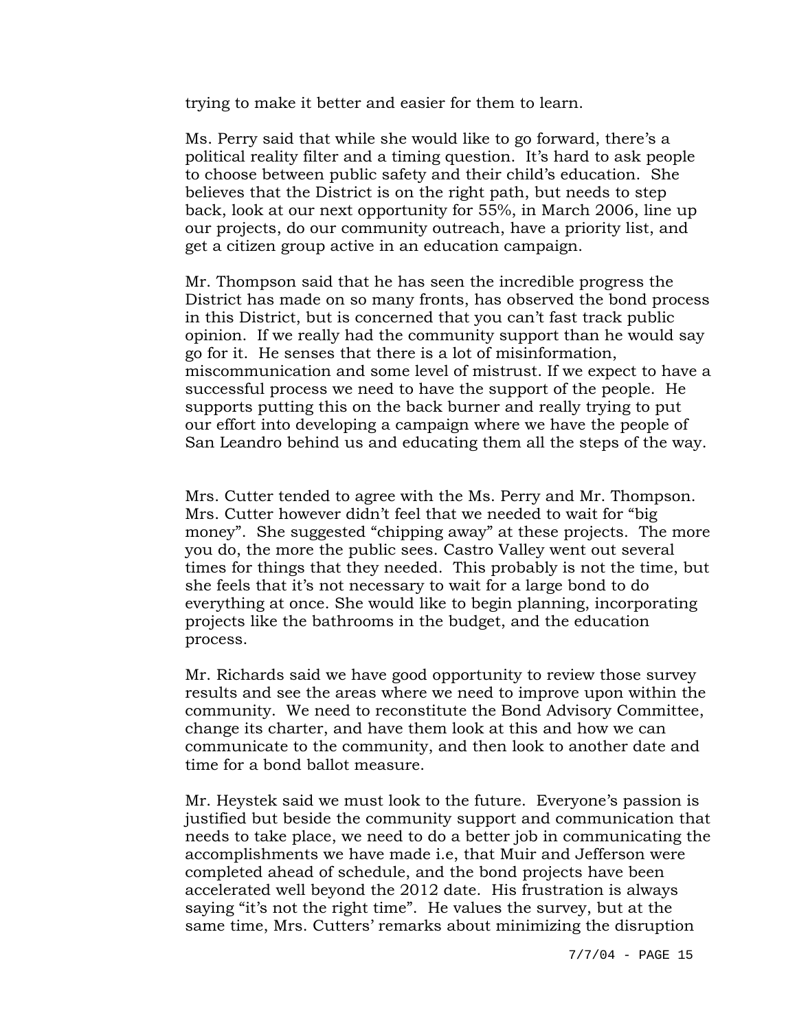trying to make it better and easier for them to learn.

Ms. Perry said that while she would like to go forward, there's a political reality filter and a timing question. It's hard to ask people to choose between public safety and their child's education. She believes that the District is on the right path, but needs to step back, look at our next opportunity for 55%, in March 2006, line up our projects, do our community outreach, have a priority list, and get a citizen group active in an education campaign.

Mr. Thompson said that he has seen the incredible progress the District has made on so many fronts, has observed the bond process in this District, but is concerned that you can't fast track public opinion. If we really had the community support than he would say go for it. He senses that there is a lot of misinformation, miscommunication and some level of mistrust. If we expect to have a successful process we need to have the support of the people. He supports putting this on the back burner and really trying to put our effort into developing a campaign where we have the people of San Leandro behind us and educating them all the steps of the way.

Mrs. Cutter tended to agree with the Ms. Perry and Mr. Thompson. Mrs. Cutter however didn't feel that we needed to wait for "big money". She suggested "chipping away" at these projects. The more you do, the more the public sees. Castro Valley went out several times for things that they needed. This probably is not the time, but she feels that it's not necessary to wait for a large bond to do everything at once. She would like to begin planning, incorporating projects like the bathrooms in the budget, and the education process.

Mr. Richards said we have good opportunity to review those survey results and see the areas where we need to improve upon within the community. We need to reconstitute the Bond Advisory Committee, change its charter, and have them look at this and how we can communicate to the community, and then look to another date and time for a bond ballot measure.

Mr. Heystek said we must look to the future. Everyone's passion is justified but beside the community support and communication that needs to take place, we need to do a better job in communicating the accomplishments we have made i.e, that Muir and Jefferson were completed ahead of schedule, and the bond projects have been accelerated well beyond the 2012 date. His frustration is always saying "it's not the right time". He values the survey, but at the same time, Mrs. Cutters' remarks about minimizing the disruption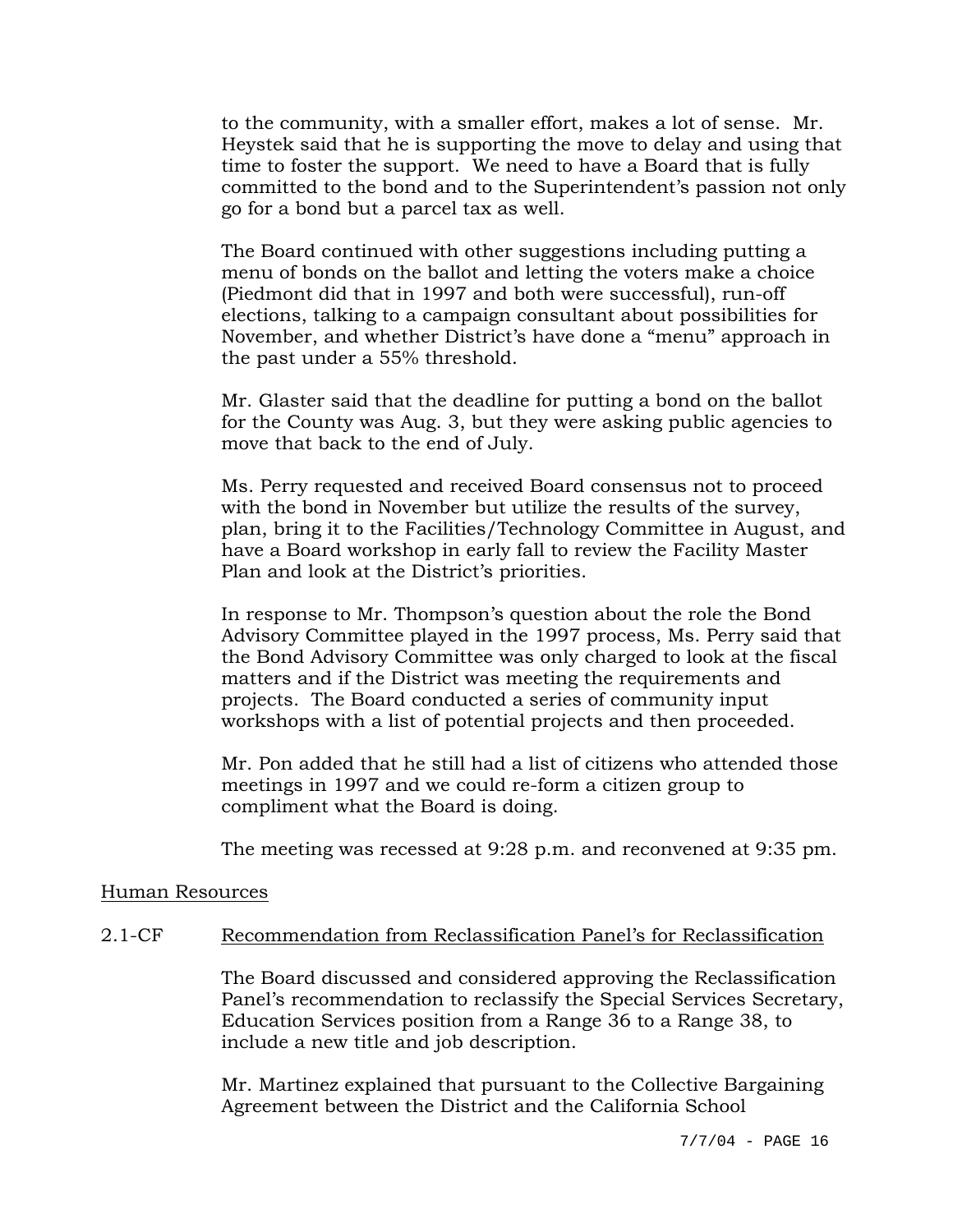to the community, with a smaller effort, makes a lot of sense. Mr. Heystek said that he is supporting the move to delay and using that time to foster the support. We need to have a Board that is fully committed to the bond and to the Superintendent's passion not only go for a bond but a parcel tax as well.

The Board continued with other suggestions including putting a menu of bonds on the ballot and letting the voters make a choice (Piedmont did that in 1997 and both were successful), run-off elections, talking to a campaign consultant about possibilities for November, and whether District's have done a "menu" approach in the past under a 55% threshold.

Mr. Glaster said that the deadline for putting a bond on the ballot for the County was Aug. 3, but they were asking public agencies to move that back to the end of July.

Ms. Perry requested and received Board consensus not to proceed with the bond in November but utilize the results of the survey, plan, bring it to the Facilities/Technology Committee in August, and have a Board workshop in early fall to review the Facility Master Plan and look at the District's priorities.

In response to Mr. Thompson's question about the role the Bond Advisory Committee played in the 1997 process, Ms. Perry said that the Bond Advisory Committee was only charged to look at the fiscal matters and if the District was meeting the requirements and projects. The Board conducted a series of community input workshops with a list of potential projects and then proceeded.

Mr. Pon added that he still had a list of citizens who attended those meetings in 1997 and we could re-form a citizen group to compliment what the Board is doing.

The meeting was recessed at 9:28 p.m. and reconvened at 9:35 pm.

## Human Resources

### 2.1-CF Recommendation from Reclassification Panel's for Reclassification

The Board discussed and considered approving the Reclassification Panel's recommendation to reclassify the Special Services Secretary, Education Services position from a Range 36 to a Range 38, to include a new title and job description.

Mr. Martinez explained that pursuant to the Collective Bargaining Agreement between the District and the California School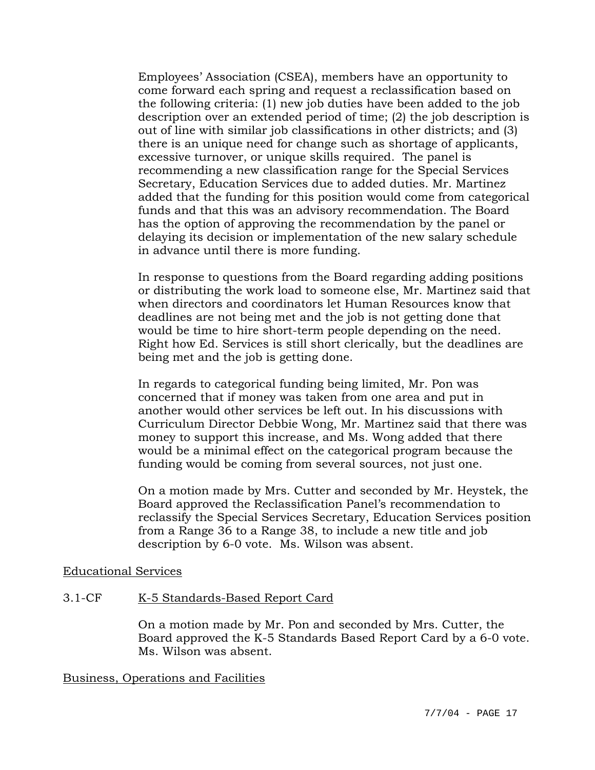Employees' Association (CSEA), members have an opportunity to come forward each spring and request a reclassification based on the following criteria: (1) new job duties have been added to the job description over an extended period of time; (2) the job description is out of line with similar job classifications in other districts; and (3) there is an unique need for change such as shortage of applicants, excessive turnover, or unique skills required. The panel is recommending a new classification range for the Special Services Secretary, Education Services due to added duties. Mr. Martinez added that the funding for this position would come from categorical funds and that this was an advisory recommendation. The Board has the option of approving the recommendation by the panel or delaying its decision or implementation of the new salary schedule in advance until there is more funding.

In response to questions from the Board regarding adding positions or distributing the work load to someone else, Mr. Martinez said that when directors and coordinators let Human Resources know that deadlines are not being met and the job is not getting done that would be time to hire short-term people depending on the need. Right how Ed. Services is still short clerically, but the deadlines are being met and the job is getting done.

In regards to categorical funding being limited, Mr. Pon was concerned that if money was taken from one area and put in another would other services be left out. In his discussions with Curriculum Director Debbie Wong, Mr. Martinez said that there was money to support this increase, and Ms. Wong added that there would be a minimal effect on the categorical program because the funding would be coming from several sources, not just one.

On a motion made by Mrs. Cutter and seconded by Mr. Heystek, the Board approved the Reclassification Panel's recommendation to reclassify the Special Services Secretary, Education Services position from a Range 36 to a Range 38, to include a new title and job description by 6-0 vote. Ms. Wilson was absent.

## Educational Services

### 3.1-CF K-5 Standards-Based Report Card

On a motion made by Mr. Pon and seconded by Mrs. Cutter, the Board approved the K-5 Standards Based Report Card by a 6-0 vote. Ms. Wilson was absent.

## Business, Operations and Facilities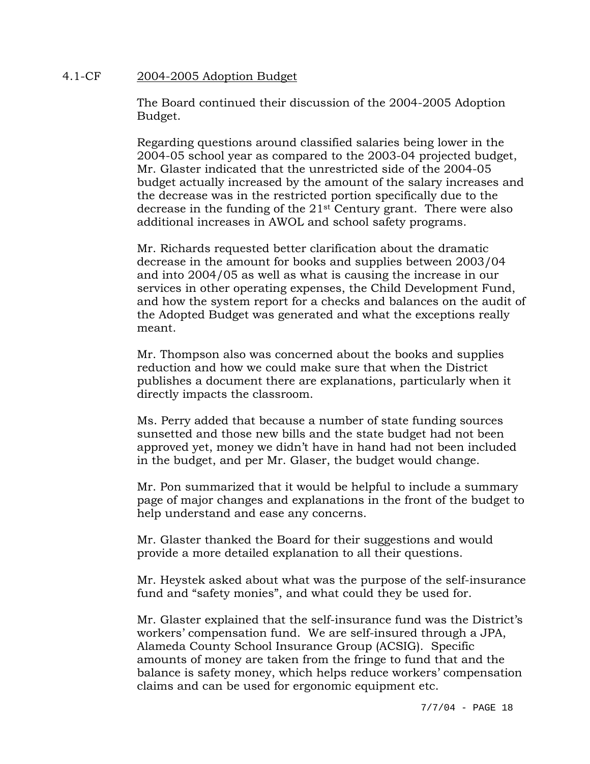4.1-CF 2004-2005 Adoption Budget

The Board continued their discussion of the 2004-2005 Adoption Budget.

Regarding questions around classified salaries being lower in the 2004-05 school year as compared to the 2003-04 projected budget, Mr. Glaster indicated that the unrestricted side of the 2004-05 budget actually increased by the amount of the salary increases and the decrease was in the restricted portion specifically due to the decrease in the funding of the 21st Century grant. There were also additional increases in AWOL and school safety programs.

Mr. Richards requested better clarification about the dramatic decrease in the amount for books and supplies between 2003/04 and into 2004/05 as well as what is causing the increase in our services in other operating expenses, the Child Development Fund, and how the system report for a checks and balances on the audit of the Adopted Budget was generated and what the exceptions really meant.

Mr. Thompson also was concerned about the books and supplies reduction and how we could make sure that when the District publishes a document there are explanations, particularly when it directly impacts the classroom.

Ms. Perry added that because a number of state funding sources sunsetted and those new bills and the state budget had not been approved yet, money we didn't have in hand had not been included in the budget, and per Mr. Glaser, the budget would change.

Mr. Pon summarized that it would be helpful to include a summary page of major changes and explanations in the front of the budget to help understand and ease any concerns.

Mr. Glaster thanked the Board for their suggestions and would provide a more detailed explanation to all their questions.

Mr. Heystek asked about what was the purpose of the self-insurance fund and "safety monies", and what could they be used for.

Mr. Glaster explained that the self-insurance fund was the District's workers' compensation fund. We are self-insured through a JPA, Alameda County School Insurance Group (ACSIG). Specific amounts of money are taken from the fringe to fund that and the balance is safety money, which helps reduce workers' compensation claims and can be used for ergonomic equipment etc.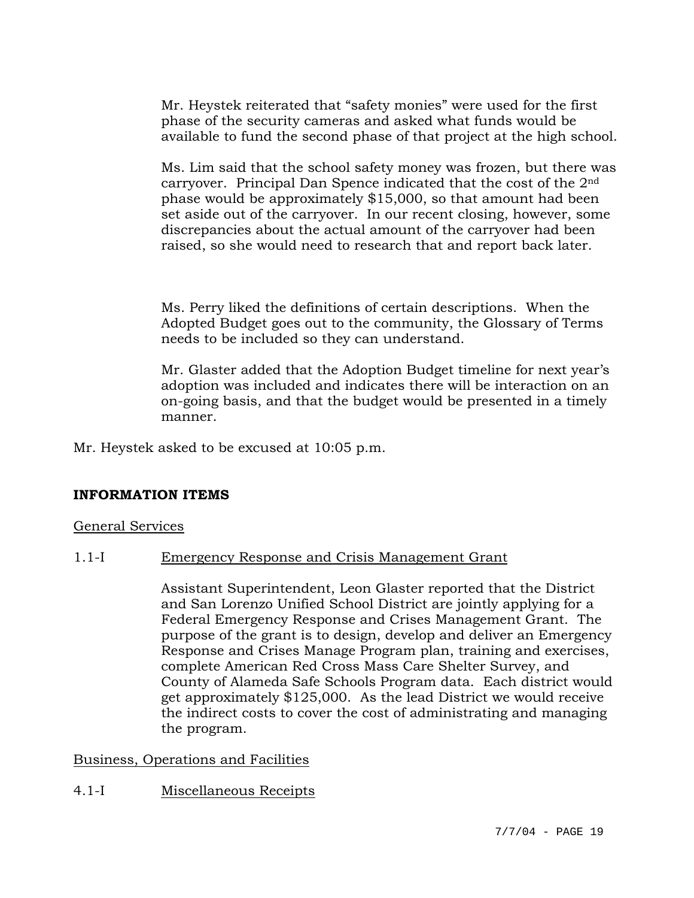Mr. Heystek reiterated that "safety monies" were used for the first phase of the security cameras and asked what funds would be available to fund the second phase of that project at the high school.

Ms. Lim said that the school safety money was frozen, but there was carryover. Principal Dan Spence indicated that the cost of the 2nd phase would be approximately $15,000, so that amount had been set aside out of the carryover. In our recent closing, however, some discrepancies about the actual amount of the carryover had been raised, so she would need to research that and report back later.

Ms. Perry liked the definitions of certain descriptions. When the Adopted Budget goes out to the community, the Glossary of Terms needs to be included so they can understand.

Mr. Glaster added that the Adoption Budget timeline for next year's adoption was included and indicates there will be interaction on an on-going basis, and that the budget would be presented in a timely manner.

Mr. Heystek asked to be excused at 10:05 p.m.

**INFORMATION ITEMS**

General Services

1.1-I Emergency Response and Crisis Management Grant

Assistant Superintendent, Leon Glaster reported that the District and San Lorenzo Unified School District are jointly applying for a Federal Emergency Response and Crises Management Grant. The purpose of the grant is to design, develop and deliver an Emergency Response and Crises Manage Program plan, training and exercises, complete American Red Cross Mass Care Shelter Survey, and County of Alameda Safe Schools Program data. Each district would get approximately $125,000. As the lead District we would receive the indirect costs to cover the cost of administrating and managing the program.

Business, Operations and Facilities

4.1-I Miscellaneous Receipts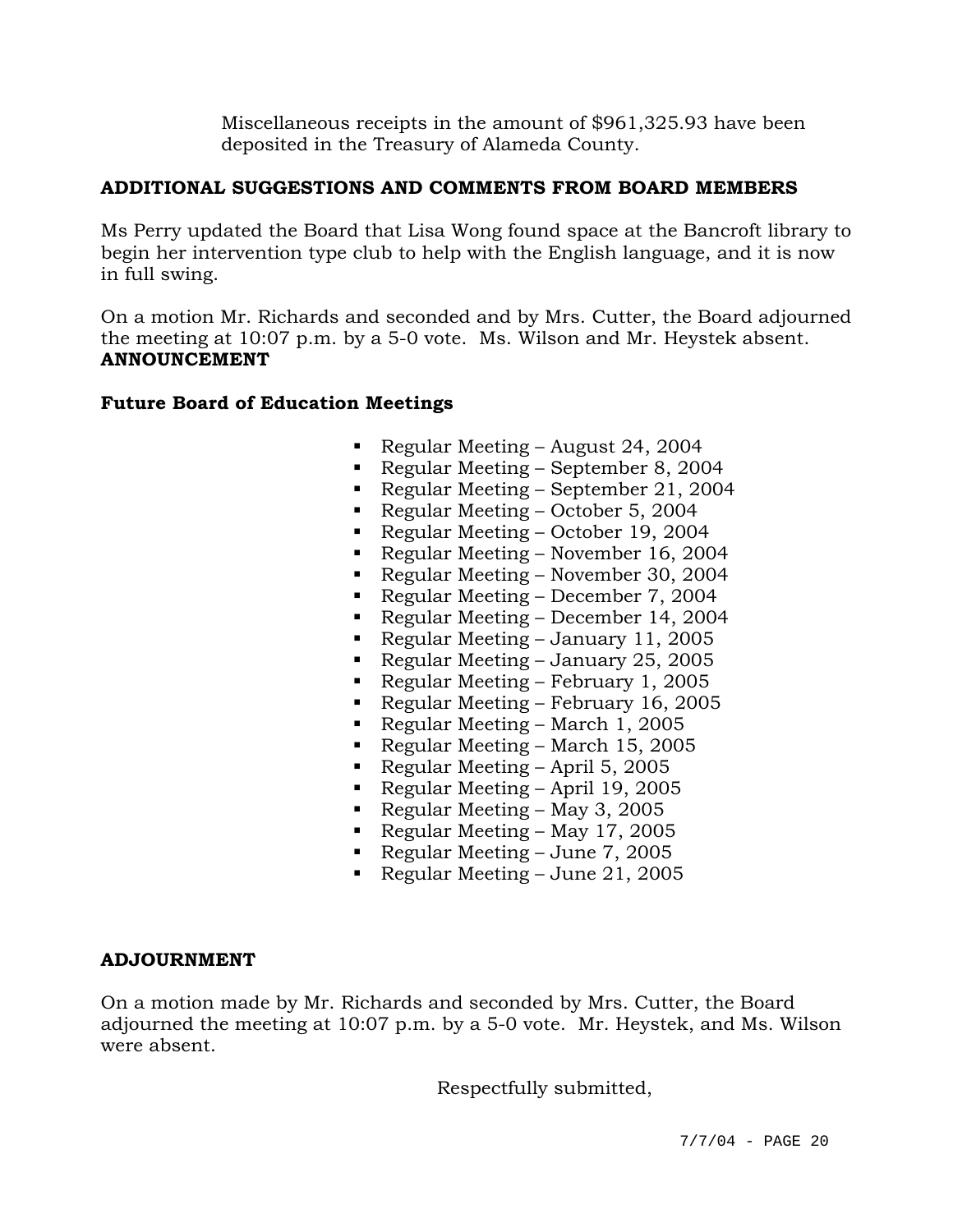Miscellaneous receipts in the amount of $961,325.93 have been deposited in the Treasury of Alameda County.

**ADDITIONAL SUGGESTIONS AND COMMENTS FROM BOARD MEMBERS**

Ms Perry updated the Board that Lisa Wong found space at the Bancroft library to begin her intervention type club to help with the English language, and it is now in full swing.

On a motion Mr. Richards and seconded and by Mrs. Cutter, the Board adjourned the meeting at 10:07 p.m. by a 5-0 vote. Ms. Wilson and Mr. Heystek absent.

**ANNOUNCEMENT**

**Future Board of Education Meetings**

- Regular Meeting – August 24, 2004
- Regular Meeting – September 8, 2004
- Regular Meeting – September 21, 2004
- Regular Meeting – October 5, 2004
- Regular Meeting – October 19, 2004
- Regular Meeting – November 16, 2004
- Regular Meeting – November 30, 2004
- Regular Meeting – December 7, 2004
- Regular Meeting – December 14, 2004
- Regular Meeting – January 11, 2005
- Regular Meeting – January 25, 2005
- Regular Meeting – February 1, 2005
- Regular Meeting – February 16, 2005
- Regular Meeting – March 1, 2005
- Regular Meeting – March 15, 2005
- Regular Meeting – April 5, 2005
- Regular Meeting – April 19, 2005
- Regular Meeting – May 3, 2005
- Regular Meeting – May 17, 2005
- Regular Meeting – June 7, 2005
- Regular Meeting – June 21, 2005

**ADJOURNMENT**

On a motion made by Mr. Richards and seconded by Mrs. Cutter, the Board adjourned the meeting at 10:07 p.m. by a 5-0 vote. Mr. Heystek, and Ms. Wilson were absent.

Respectfully submitted,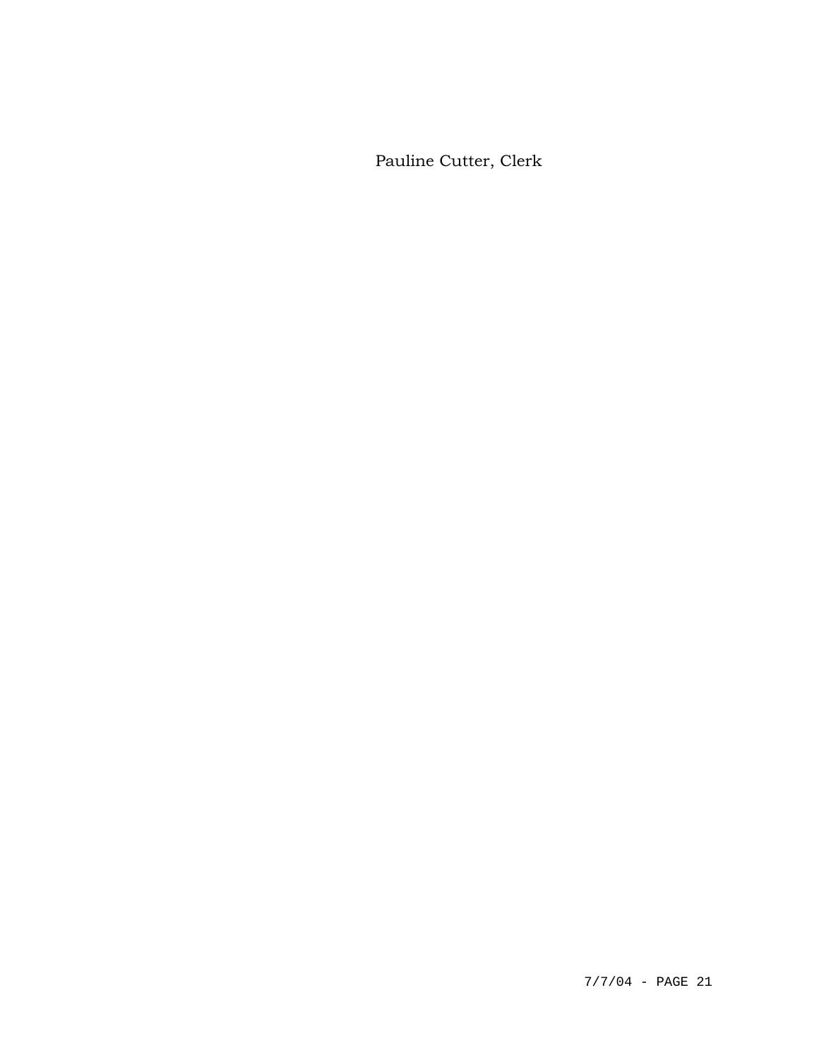Pauline Cutter, Clerk